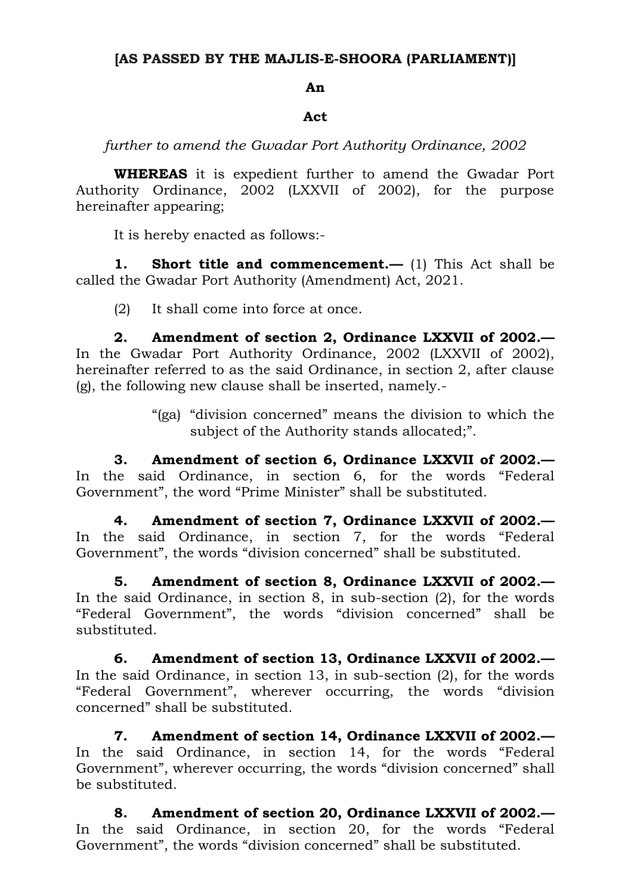**[AS PASSED BY THE MAJLIS-E-SHOORA (PARLIAMENT)]**

**An**

**Act**

*further to amend the Gwadar Port Authority Ordinance, 2002*

**WHEREAS** it is expedient further to amend the Gwadar Port Authority Ordinance, 2002 (LXXVII of 2002), for the purpose hereinafter appearing;

It is hereby enacted as follows:-

**1. Short title and commencement.—** (1) This Act shall be called the Gwadar Port Authority (Amendment) Act, 2021.

(2) It shall come into force at once.

**2. Amendment of section 2, Ordinance LXXVII of 2002.—** In the Gwadar Port Authority Ordinance, 2002 (LXXVII of 2002), hereinafter referred to as the said Ordinance, in section 2, after clause (g), the following new clause shall be inserted, namely.-

> "(ga) "division concerned" means the division to which the subject of the Authority stands allocated;".

**3. Amendment of section 6, Ordinance LXXVII of 2002.—** In the said Ordinance, in section 6, for the words "Federal Government", the word "Prime Minister" shall be substituted.

**4. Amendment of section 7, Ordinance LXXVII of 2002.—** In the said Ordinance, in section 7, for the words "Federal Government", the words "division concerned" shall be substituted.

**5. Amendment of section 8, Ordinance LXXVII of 2002.—** In the said Ordinance, in section 8, in sub-section (2), for the words "Federal Government", the words "division concerned" shall be substituted.

**6. Amendment of section 13, Ordinance LXXVII of 2002.—** In the said Ordinance, in section 13, in sub-section (2), for the words "Federal Government", wherever occurring, the words "division concerned" shall be substituted.

**7. Amendment of section 14, Ordinance LXXVII of 2002.—** In the said Ordinance, in section 14, for the words "Federal Government", wherever occurring, the words "division concerned" shall be substituted.

**8. Amendment of section 20, Ordinance LXXVII of 2002.—** In the said Ordinance, in section 20, for the words "Federal Government", the words "division concerned" shall be substituted.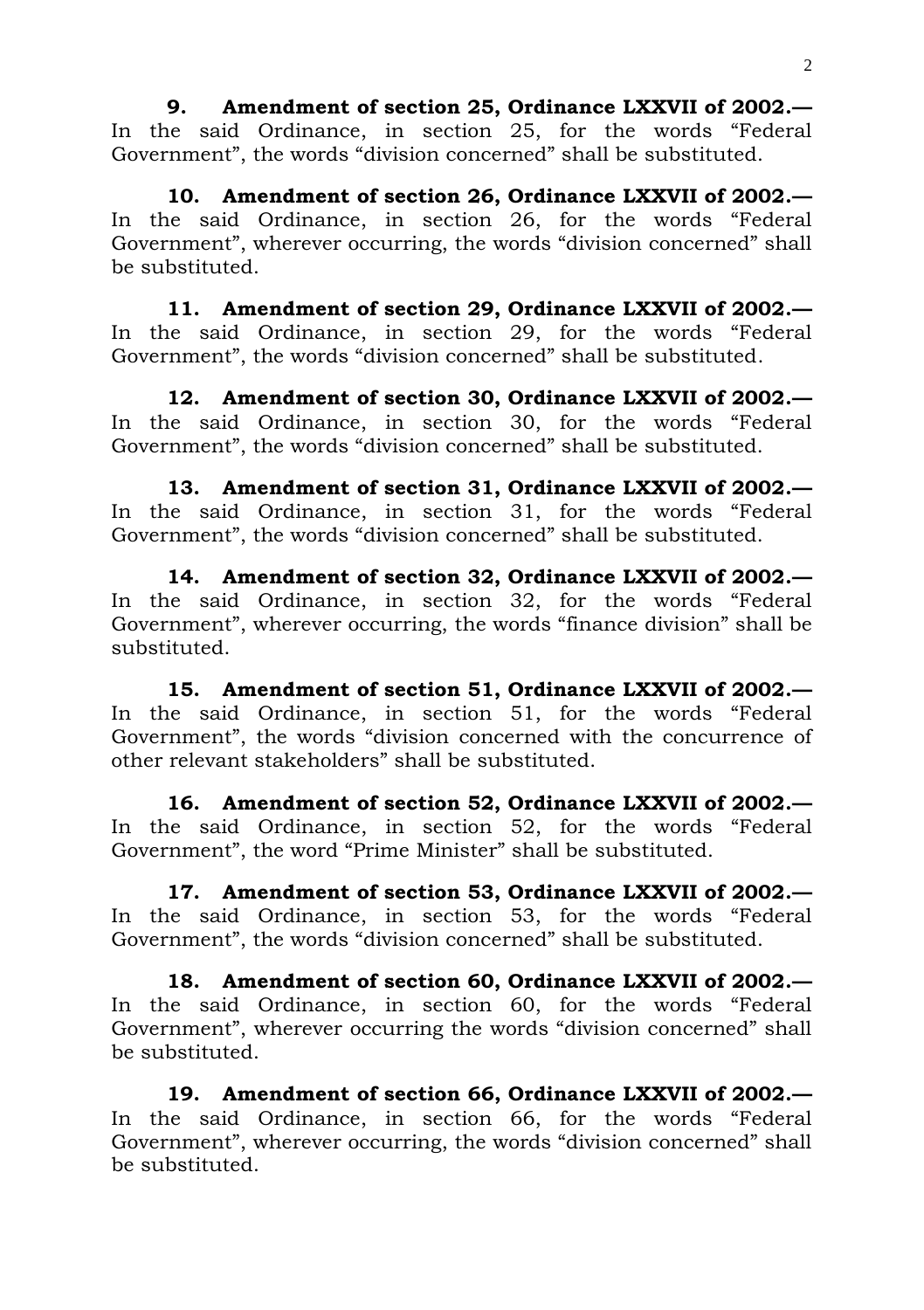**9. Amendment of section 25, Ordinance LXXVII of 2002.—** In the said Ordinance, in section 25, for the words "Federal Government", the words "division concerned" shall be substituted.

**10. Amendment of section 26, Ordinance LXXVII of 2002.—** In the said Ordinance, in section 26, for the words "Federal Government", wherever occurring, the words "division concerned" shall be substituted.

**11. Amendment of section 29, Ordinance LXXVII of 2002.—** In the said Ordinance, in section 29, for the words "Federal Government", the words "division concerned" shall be substituted.

**12. Amendment of section 30, Ordinance LXXVII of 2002.—** In the said Ordinance, in section 30, for the words "Federal Government", the words "division concerned" shall be substituted.

**13. Amendment of section 31, Ordinance LXXVII of 2002.—** In the said Ordinance, in section 31, for the words "Federal Government", the words "division concerned" shall be substituted.

**14. Amendment of section 32, Ordinance LXXVII of 2002.—** In the said Ordinance, in section 32, for the words "Federal Government", wherever occurring, the words "finance division" shall be substituted.

**15. Amendment of section 51, Ordinance LXXVII of 2002.—** In the said Ordinance, in section 51, for the words "Federal Government", the words "division concerned with the concurrence of other relevant stakeholders" shall be substituted.

**16. Amendment of section 52, Ordinance LXXVII of 2002.—** In the said Ordinance, in section 52, for the words "Federal Government", the word "Prime Minister" shall be substituted.

**17. Amendment of section 53, Ordinance LXXVII of 2002.—** In the said Ordinance, in section 53, for the words "Federal Government", the words "division concerned" shall be substituted.

**18. Amendment of section 60, Ordinance LXXVII of 2002.—** In the said Ordinance, in section 60, for the words "Federal Government", wherever occurring the words "division concerned" shall be substituted.

**19. Amendment of section 66, Ordinance LXXVII of 2002.—** In the said Ordinance, in section 66, for the words "Federal Government", wherever occurring, the words "division concerned" shall be substituted.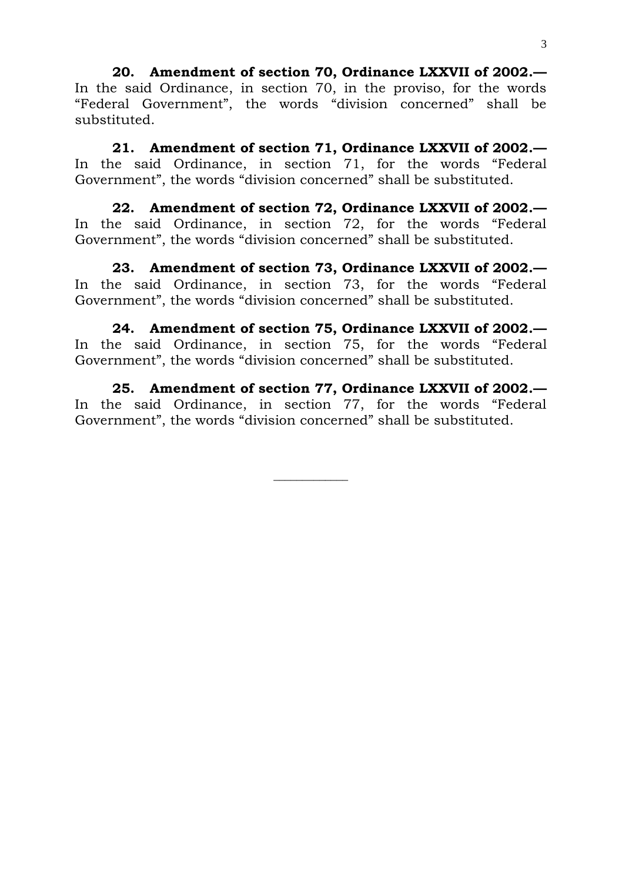**20. Amendment of section 70, Ordinance LXXVII of 2002.—** In the said Ordinance, in section 70, in the proviso, for the words "Federal Government", the words "division concerned" shall be substituted.

**21. Amendment of section 71, Ordinance LXXVII of 2002.—** In the said Ordinance, in section 71, for the words "Federal Government", the words "division concerned" shall be substituted.

**22. Amendment of section 72, Ordinance LXXVII of 2002.—** In the said Ordinance, in section 72, for the words "Federal Government", the words "division concerned" shall be substituted.

**23. Amendment of section 73, Ordinance LXXVII of 2002.—** In the said Ordinance, in section 73, for the words "Federal Government", the words "division concerned" shall be substituted.

**24. Amendment of section 75, Ordinance LXXVII of 2002.—** In the said Ordinance, in section 75, for the words "Federal Government", the words "division concerned" shall be substituted.

**25. Amendment of section 77, Ordinance LXXVII of 2002.—** In the said Ordinance, in section 77, for the words "Federal Government", the words "division concerned" shall be substituted.

\_\_\_\_\_\_\_\_\_\_\_